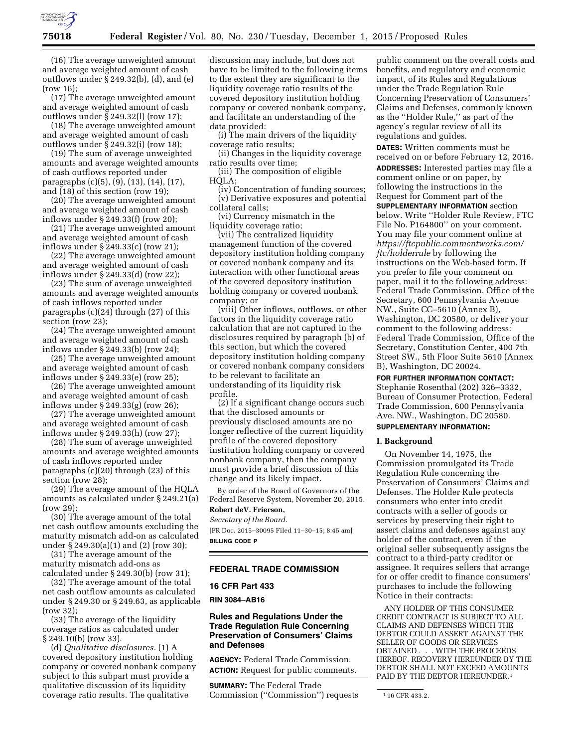(16) The average unweighted amount and average weighted amount of cash outflows under § 249.32(b), (d), and (e) (row 16);

(17) The average unweighted amount and average weighted amount of cash outflows under § 249.32(l) (row 17);

(18) The average unweighted amount and average weighted amount of cash outflows under § 249.32(i) (row 18);

(19) The sum of average unweighted amounts and average weighted amounts of cash outflows reported under paragraphs (c)(5), (9), (13), (14), (17), and (18) of this section (row 19);

(20) The average unweighted amount and average weighted amount of cash inflows under § 249.33(f) (row 20);

(21) The average unweighted amount and average weighted amount of cash inflows under § 249.33(c) (row 21);

(22) The average unweighted amount and average weighted amount of cash inflows under § 249.33(d) (row 22);

(23) The sum of average unweighted amounts and average weighted amounts of cash inflows reported under paragraphs (c)(24) through (27) of this section (row 23);

(24) The average unweighted amount and average weighted amount of cash inflows under § 249.33(b) (row 24);

(25) The average unweighted amount and average weighted amount of cash inflows under § 249.33(e) (row 25);

(26) The average unweighted amount and average weighted amount of cash inflows under § 249.33(g) (row 26);

(27) The average unweighted amount and average weighted amount of cash inflows under § 249.33(h) (row 27);

(28) The sum of average unweighted amounts and average weighted amounts of cash inflows reported under paragraphs (c)(20) through (23) of this section (row 28);

(29) The average amount of the HQLA amounts as calculated under § 249.21(a) (row 29);

(30) The average amount of the total net cash outflow amounts excluding the maturity mismatch add-on as calculated under § 249.30(a)(1) and (2) (row 30);

(31) The average amount of the maturity mismatch add-ons as calculated under § 249.30(b) (row 31);

(32) The average amount of the total net cash outflow amounts as calculated under § 249.30 or § 249.63, as applicable (row 32);

(33) The average of the liquidity coverage ratios as calculated under § 249.10(b) (row 33).

(d) *Qualitative disclosures.* (1) A covered depository institution holding company or covered nonbank company subject to this subpart must provide a qualitative discussion of its liquidity coverage ratio results. The qualitative discussion may include, but does not have to be limited to the following items to the extent they are significant to the liquidity coverage ratio results of the covered depository institution holding company or covered nonbank company, and facilitate an understanding of the data provided:

(i) The main drivers of the liquidity coverage ratio results;

(ii) Changes in the liquidity coverage ratio results over time;

(iii) The composition of eligible HQLA;

(iv) Concentration of funding sources;

(v) Derivative exposures and potential collateral calls;

(vi) Currency mismatch in the liquidity coverage ratio;

(vii) The centralized liquidity management function of the covered depository institution holding company or covered nonbank company and its interaction with other functional areas of the covered depository institution holding company or covered nonbank company; or

(viii) Other inflows, outflows, or other factors in the liquidity coverage ratio calculation that are not captured in the disclosures required by paragraph (b) of this section, but which the covered depository institution holding company or covered nonbank company considers to be relevant to facilitate an understanding of its liquidity risk profile.

(2) If a significant change occurs such that the disclosed amounts or previously disclosed amounts are no longer reflective of the current liquidity profile of the covered depository institution holding company or covered nonbank company, then the company must provide a brief discussion of this change and its likely impact.

By order of the Board of Governors of the Federal Reserve System, November 20, 2015.

**Robert deV. Frierson,**

*Secretary of the Board.*

[FR Doc. 2015–30095 Filed 11–30–15; 8:45 am]

**BILLING CODE P**

## FEDERAL TRADE COMMISSION

### 16 CFR Part 433

**RIN 3084–AB16**

### Rules and Regulations Under the Trade Regulation Rule Concerning Preservation of Consumers' Claims and Defenses

**AGENCY:** Federal Trade Commission.

**ACTION:** Request for public comments.

**SUMMARY:** The Federal Trade Commission (''Commission'') requests public comment on the overall costs and benefits, and regulatory and economic impact, of its Rules and Regulations under the Trade Regulation Rule Concerning Preservation of Consumers' Claims and Defenses, commonly known as the ''Holder Rule,'' as part of the agency's regular review of all its regulations and guides.

**DATES:** Written comments must be received on or before February 12, 2016.

**ADDRESSES:** Interested parties may file a comment online or on paper, by following the instructions in the Request for Comment part of the **SUPPLEMENTARY INFORMATION** section below. Write ''Holder Rule Review, FTC File No. P164800'' on your comment. You may file your comment online at *https://ftcpublic.commentworks.com/ftc/holderrule* by following the instructions on the Web-based form. If you prefer to file your comment on paper, mail it to the following address: Federal Trade Commission, Office of the Secretary, 600 Pennsylvania Avenue NW., Suite CC–5610 (Annex B), Washington, DC 20580, or deliver your comment to the following address: Federal Trade Commission, Office of the Secretary, Constitution Center, 400 7th Street SW., 5th Floor Suite 5610 (Annex B), Washington, DC 20024.

**FOR FURTHER INFORMATION CONTACT:** Stephanie Rosenthal (202) 326–3332, Bureau of Consumer Protection, Federal Trade Commission, 600 Pennsylvania Ave. NW., Washington, DC 20580.

**SUPPLEMENTARY INFORMATION:**

#### I. Background

On November 14, 1975, the Commission promulgated its Trade Regulation Rule concerning the Preservation of Consumers' Claims and Defenses. The Holder Rule protects consumers who enter into credit contracts with a seller of goods or services by preserving their right to assert claims and defenses against any holder of the contract, even if the original seller subsequently assigns the contract to a third-party creditor or assignee. It requires sellers that arrange for or offer credit to finance consumers' purchases to include the following Notice in their contracts:

ANY HOLDER OF THIS CONSUMER CREDIT CONTRACT IS SUBJECT TO ALL CLAIMS AND DEFENSES WHICH THE DEBTOR COULD ASSERT AGAINST THE SELLER OF GOODS OR SERVICES OBTAINED . . . WITH THE PROCEEDS HEREOF. RECOVERY HEREUNDER BY THE DEBTOR SHALL NOT EXCEED AMOUNTS PAID BY THE DEBTOR HEREUNDER.[1]

[1] 16 CFR 433.2.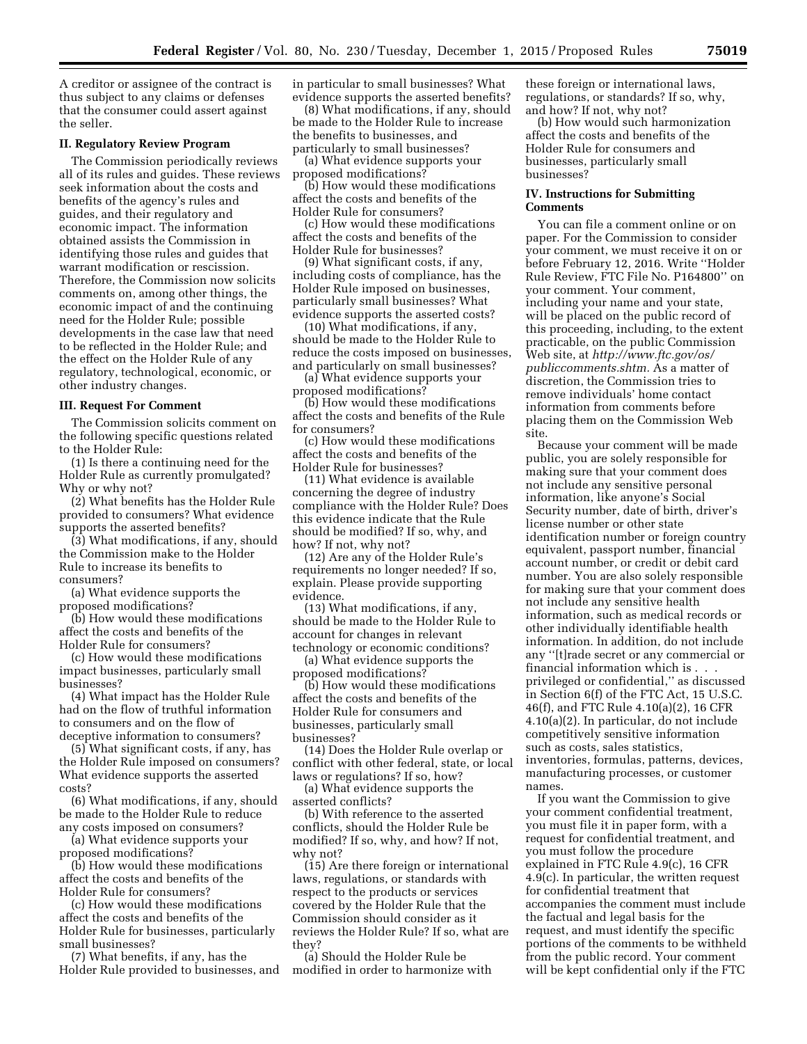A creditor or assignee of the contract is thus subject to any claims or defenses that the consumer could assert against the seller.

## II. Regulatory Review Program

The Commission periodically reviews all of its rules and guides. These reviews seek information about the costs and benefits of the agency's rules and guides, and their regulatory and economic impact. The information obtained assists the Commission in identifying those rules and guides that warrant modification or rescission. Therefore, the Commission now solicits comments on, among other things, the economic impact of and the continuing need for the Holder Rule; possible developments in the case law that need to be reflected in the Holder Rule; and the effect on the Holder Rule of any regulatory, technological, economic, or other industry changes.

## III. Request For Comment

The Commission solicits comment on the following specific questions related to the Holder Rule:

(1) Is there a continuing need for the Holder Rule as currently promulgated? Why or why not?

(2) What benefits has the Holder Rule provided to consumers? What evidence supports the asserted benefits?

(3) What modifications, if any, should the Commission make to the Holder Rule to increase its benefits to consumers?

(a) What evidence supports the proposed modifications?

(b) How would these modifications affect the costs and benefits of the Holder Rule for consumers?

(c) How would these modifications impact businesses, particularly small businesses?

(4) What impact has the Holder Rule had on the flow of truthful information to consumers and on the flow of deceptive information to consumers?

(5) What significant costs, if any, has the Holder Rule imposed on consumers? What evidence supports the asserted costs?

(6) What modifications, if any, should be made to the Holder Rule to reduce any costs imposed on consumers?

(a) What evidence supports your proposed modifications?

(b) How would these modifications affect the costs and benefits of the Holder Rule for consumers?

(c) How would these modifications affect the costs and benefits of the Holder Rule for businesses, particularly small businesses?

(7) What benefits, if any, has the Holder Rule provided to businesses, and in particular to small businesses? What evidence supports the asserted benefits?

(8) What modifications, if any, should be made to the Holder Rule to increase the benefits to businesses, and particularly to small businesses?

(a) What evidence supports your proposed modifications?

(b) How would these modifications affect the costs and benefits of the Holder Rule for consumers?

(c) How would these modifications affect the costs and benefits of the Holder Rule for businesses?

(9) What significant costs, if any, including costs of compliance, has the Holder Rule imposed on businesses, particularly small businesses? What evidence supports the asserted costs?

(10) What modifications, if any, should be made to the Holder Rule to reduce the costs imposed on businesses, and particularly on small businesses?

(a) What evidence supports your proposed modifications?

(b) How would these modifications affect the costs and benefits of the Rule for consumers?

(c) How would these modifications affect the costs and benefits of the Holder Rule for businesses?

(11) What evidence is available concerning the degree of industry compliance with the Holder Rule? Does this evidence indicate that the Rule should be modified? If so, why, and how? If not, why not?

(12) Are any of the Holder Rule's requirements no longer needed? If so, explain. Please provide supporting evidence.

(13) What modifications, if any, should be made to the Holder Rule to account for changes in relevant technology or economic conditions?

(a) What evidence supports the proposed modifications?

(b) How would these modifications affect the costs and benefits of the Holder Rule for consumers and businesses, particularly small businesses?

(14) Does the Holder Rule overlap or conflict with other federal, state, or local laws or regulations? If so, how?

(a) What evidence supports the asserted conflicts?

(b) With reference to the asserted conflicts, should the Holder Rule be modified? If so, why, and how? If not, why not?

(15) Are there foreign or international laws, regulations, or standards with respect to the products or services covered by the Holder Rule that the Commission should consider as it reviews the Holder Rule? If so, what are they?

(a) Should the Holder Rule be modified in order to harmonize with these foreign or international laws, regulations, or standards? If so, why, and how? If not, why not?

(b) How would such harmonization affect the costs and benefits of the Holder Rule for consumers and businesses, particularly small businesses?

## IV. Instructions for Submitting Comments

You can file a comment online or on paper. For the Commission to consider your comment, we must receive it on or before February 12, 2016. Write ''Holder Rule Review, FTC File No. P164800'' on your comment. Your comment, including your name and your state, will be placed on the public record of this proceeding, including, to the extent practicable, on the public Commission Web site, at *http://www.ftc.gov/os/publiccomments.shtm*. As a matter of discretion, the Commission tries to remove individuals' home contact information from comments before placing them on the Commission Web site.

Because your comment will be made public, you are solely responsible for making sure that your comment does not include any sensitive personal information, like anyone's Social Security number, date of birth, driver's license number or other state identification number or foreign country equivalent, passport number, financial account number, or credit or debit card number. You are also solely responsible for making sure that your comment does not include any sensitive health information, such as medical records or other individually identifiable health information. In addition, do not include any ''[t]rade secret or any commercial or financial information which is . . . privileged or confidential,'' as discussed in Section 6(f) of the FTC Act, 15 U.S.C. 46(f), and FTC Rule 4.10(a)(2), 16 CFR 4.10(a)(2). In particular, do not include competitively sensitive information such as costs, sales statistics, inventories, formulas, patterns, devices, manufacturing processes, or customer names.

If you want the Commission to give your comment confidential treatment, you must file it in paper form, with a request for confidential treatment, and you must follow the procedure explained in FTC Rule 4.9(c), 16 CFR 4.9(c). In particular, the written request for confidential treatment that accompanies the comment must include the factual and legal basis for the request, and must identify the specific portions of the comments to be withheld from the public record. Your comment will be kept confidential only if the FTC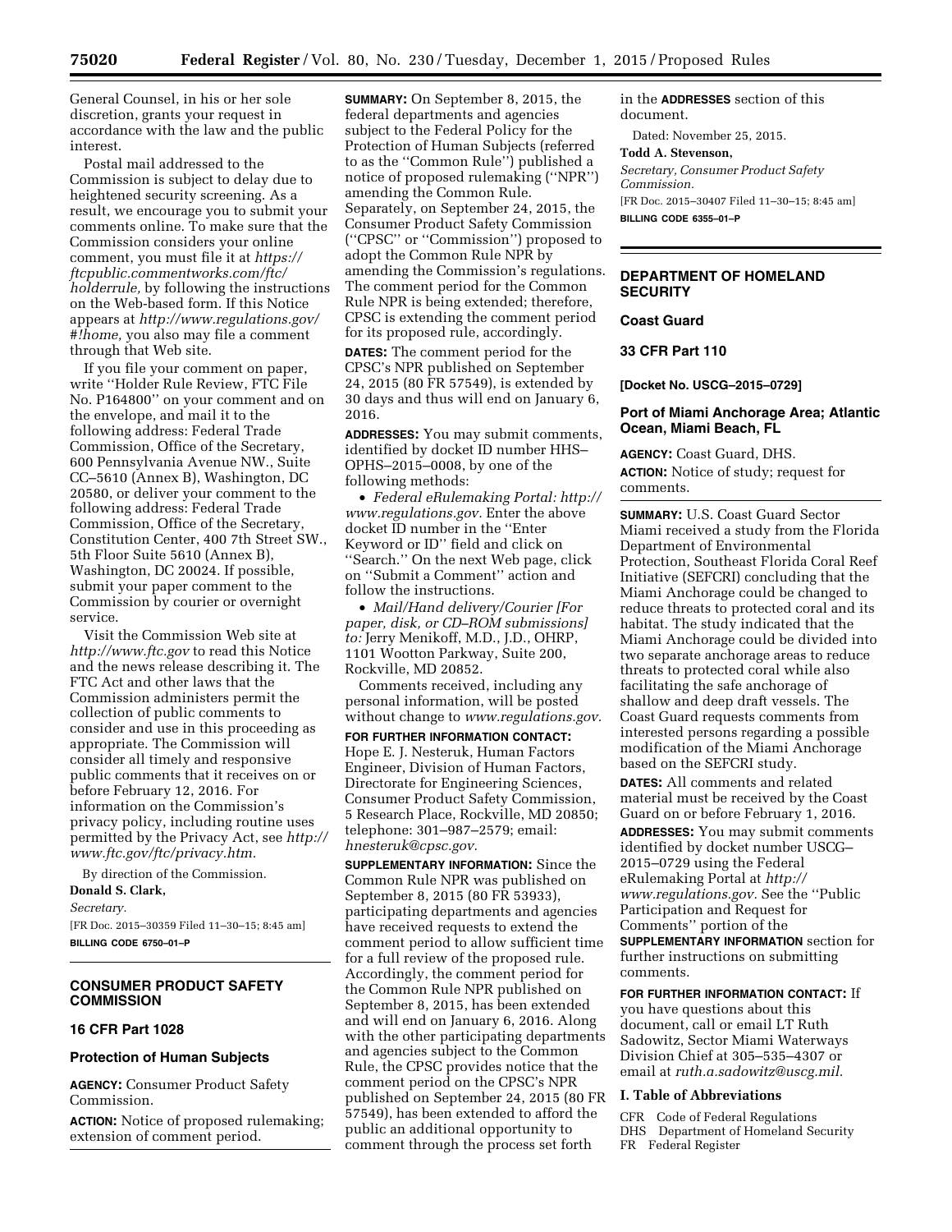General Counsel, in his or her sole discretion, grants your request in accordance with the law and the public interest.

Postal mail addressed to the Commission is subject to delay due to heightened security screening. As a result, we encourage you to submit your comments online. To make sure that the Commission considers your online comment, you must file it at *https://ftcpublic.commentworks.com/ftc/holderrule,* by following the instructions on the Web-based form. If this Notice appears at *http://www.regulations.gov/#!home,* you also may file a comment through that Web site.

If you file your comment on paper, write ''Holder Rule Review, FTC File No. P164800'' on your comment and on the envelope, and mail it to the following address: Federal Trade Commission, Office of the Secretary, 600 Pennsylvania Avenue NW., Suite CC–5610 (Annex B), Washington, DC 20580, or deliver your comment to the following address: Federal Trade Commission, Office of the Secretary, Constitution Center, 400 7th Street SW., 5th Floor Suite 5610 (Annex B), Washington, DC 20024. If possible, submit your paper comment to the Commission by courier or overnight service.

Visit the Commission Web site at *http://www.ftc.gov* to read this Notice and the news release describing it. The FTC Act and other laws that the Commission administers permit the collection of public comments to consider and use in this proceeding as appropriate. The Commission will consider all timely and responsive public comments that it receives on or before February 12, 2016. For information on the Commission's privacy policy, including routine uses permitted by the Privacy Act, see *http://www.ftc.gov/ftc/privacy.htm.*

By direction of the Commission.

**Donald S. Clark,**

*Secretary.*

[FR Doc. 2015–30359 Filed 11–30–15; 8:45 am]

**BILLING CODE 6750–01–P**

## CONSUMER PRODUCT SAFETY COMMISSION

### 16 CFR Part 1028

### Protection of Human Subjects

**AGENCY:** Consumer Product Safety Commission.

**ACTION:** Notice of proposed rulemaking; extension of comment period.

**SUMMARY:** On September 8, 2015, the federal departments and agencies subject to the Federal Policy for the Protection of Human Subjects (referred to as the ''Common Rule'') published a notice of proposed rulemaking (''NPR'') amending the Common Rule. Separately, on September 24, 2015, the Consumer Product Safety Commission (''CPSC'' or ''Commission'') proposed to adopt the Common Rule NPR by amending the Commission's regulations. The comment period for the Common Rule NPR is being extended; therefore, CPSC is extending the comment period for its proposed rule, accordingly.

**DATES:** The comment period for the CPSC's NPR published on September 24, 2015 (80 FR 57549), is extended by 30 days and thus will end on January 6, 2016.

**ADDRESSES:** You may submit comments, identified by docket ID number HHS–OPHS–2015–0008, by one of the following methods:

- *Federal eRulemaking Portal: http://www.regulations.gov.* Enter the above docket ID number in the ''Enter Keyword or ID'' field and click on ''Search.'' On the next Web page, click on ''Submit a Comment'' action and follow the instructions.
- *Mail/Hand delivery/Courier [For paper, disk, or CD–ROM submissions] to:* Jerry Menikoff, M.D., J.D., OHRP, 1101 Wootton Parkway, Suite 200, Rockville, MD 20852.

Comments received, including any personal information, will be posted without change to *www.regulations.gov.*

**FOR FURTHER INFORMATION CONTACT:** Hope E. J. Nesteruk, Human Factors Engineer, Division of Human Factors, Directorate for Engineering Sciences, Consumer Product Safety Commission, 5 Research Place, Rockville, MD 20850; telephone: 301–987–2579; email: *hnesteruk@cpsc.gov.*

**SUPPLEMENTARY INFORMATION:** Since the Common Rule NPR was published on September 8, 2015 (80 FR 53933), participating departments and agencies have received requests to extend the comment period to allow sufficient time for a full review of the proposed rule. Accordingly, the comment period for the Common Rule NPR published on September 8, 2015, has been extended and will end on January 6, 2016. Along with the other participating departments and agencies subject to the Common Rule, the CPSC provides notice that the comment period on the CPSC's NPR published on September 24, 2015 (80 FR 57549), has been extended to afford the public an additional opportunity to comment through the process set forth in the **ADDRESSES** section of this document.

Dated: November 25, 2015.

**Todd A. Stevenson,**

*Secretary, Consumer Product Safety Commission.*

[FR Doc. 2015–30407 Filed 11–30–15; 8:45 am]

**BILLING CODE 6355–01–P**

## DEPARTMENT OF HOMELAND SECURITY

### Coast Guard

### 33 CFR Part 110

**[Docket No. USCG–2015–0729]**

### Port of Miami Anchorage Area; Atlantic Ocean, Miami Beach, FL

**AGENCY:** Coast Guard, DHS.

**ACTION:** Notice of study; request for comments.

**SUMMARY:** U.S. Coast Guard Sector Miami received a study from the Florida Department of Environmental Protection, Southeast Florida Coral Reef Initiative (SEFCRI) concluding that the Miami Anchorage could be changed to reduce threats to protected coral and its habitat. The study indicated that the Miami Anchorage could be divided into two separate anchorage areas to reduce threats to protected coral while also facilitating the safe anchorage of shallow and deep draft vessels. The Coast Guard requests comments from interested persons regarding a possible modification of the Miami Anchorage based on the SEFCRI study.

**DATES:** All comments and related material must be received by the Coast Guard on or before February 1, 2016.

**ADDRESSES:** You may submit comments identified by docket number USCG–2015–0729 using the Federal eRulemaking Portal at *http://www.regulations.gov.* See the ''Public Participation and Request for Comments'' portion of the **SUPPLEMENTARY INFORMATION** section for further instructions on submitting comments.

**FOR FURTHER INFORMATION CONTACT:** If you have questions about this document, call or email LT Ruth Sadowitz, Sector Miami Waterways Division Chief at 305–535–4307 or email at *ruth.a.sadowitz@uscg.mil.*

#### I. Table of Abbreviations

CFR Code of Federal Regulations
DHS Department of Homeland Security
FR Federal Register